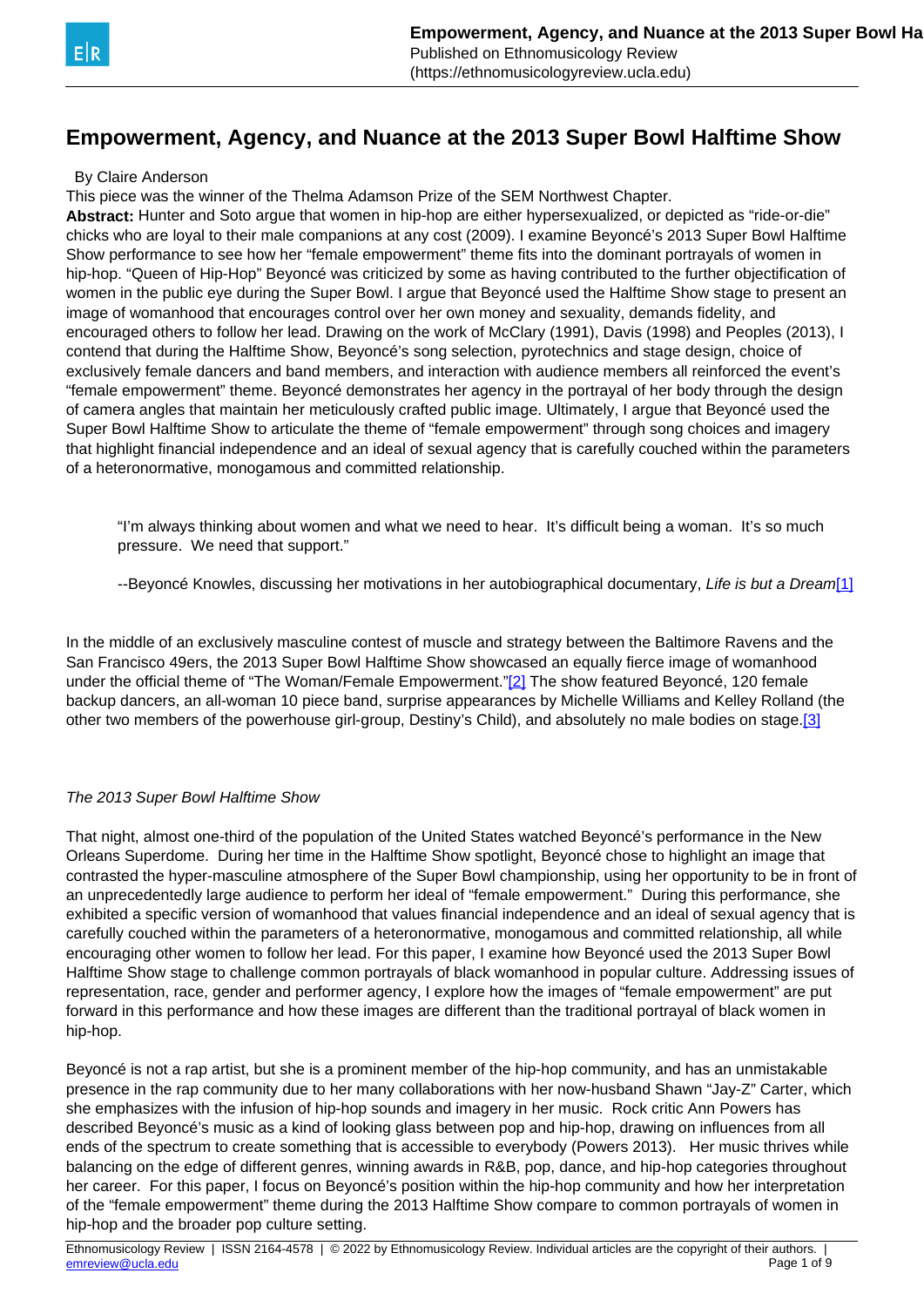# Empowerment, Agency, and Nuance at the 2013 Super Bowl Halftime Show

By Claire Anderson

This piece was the winner of the Thelma Adamson Prize of the SEM Northwest Chapter.

**Abstract:** Hunter and Soto argue that women in hip-hop are either hypersexualized, or depicted as "ride-or-die" chicks who are loyal to their male companions at any cost (2009). I examine Beyoncé's 2013 Super Bowl Halftime Show performance to see how her "female empowerment" theme fits into the dominant portrayals of women in hip-hop. "Queen of Hip-Hop" Beyoncé was criticized by some as having contributed to the further objectification of women in the public eye during the Super Bowl. I argue that Beyoncé used the Halftime Show stage to present an image of womanhood that encourages control over her own money and sexuality, demands fidelity, and encouraged others to follow her lead. Drawing on the work of McClary (1991), Davis (1998) and Peoples (2013), I contend that during the Halftime Show, Beyoncé's song selection, pyrotechnics and stage design, choice of exclusively female dancers and band members, and interaction with audience members all reinforced the event's "female empowerment" theme. Beyoncé demonstrates her agency in the portrayal of her body through the design of camera angles that maintain her meticulously crafted public image. Ultimately, I argue that Beyoncé used the Super Bowl Halftime Show to articulate the theme of "female empowerment" through song choices and imagery that highlight financial independence and an ideal of sexual agency that is carefully couched within the parameters of a heteronormative, monogamous and committed relationship.

> "I'm always thinking about women and what we need to hear. It's difficult being a woman. It's so much pressure. We need that support."
>
> --Beyoncé Knowles, discussing her motivations in her autobiographical documentary, *Life is but a Dream*[1]

In the middle of an exclusively masculine contest of muscle and strategy between the Baltimore Ravens and the San Francisco 49ers, the 2013 Super Bowl Halftime Show showcased an equally fierce image of womanhood under the official theme of "The Woman/Female Empowerment."[2] The show featured Beyoncé, 120 female backup dancers, an all-woman 10 piece band, surprise appearances by Michelle Williams and Kelley Rolland (the other two members of the powerhouse girl-group, Destiny's Child), and absolutely no male bodies on stage.[3]

*The 2013 Super Bowl Halftime Show*

That night, almost one-third of the population of the United States watched Beyoncé's performance in the New Orleans Superdome. During her time in the Halftime Show spotlight, Beyoncé chose to highlight an image that contrasted the hyper-masculine atmosphere of the Super Bowl championship, using her opportunity to be in front of an unprecedentedly large audience to perform her ideal of "female empowerment." During this performance, she exhibited a specific version of womanhood that values financial independence and an ideal of sexual agency that is carefully couched within the parameters of a heteronormative, monogamous and committed relationship, all while encouraging other women to follow her lead. For this paper, I examine how Beyoncé used the 2013 Super Bowl Halftime Show stage to challenge common portrayals of black womanhood in popular culture. Addressing issues of representation, race, gender and performer agency, I explore how the images of "female empowerment" are put forward in this performance and how these images are different than the traditional portrayal of black women in hip-hop.

Beyoncé is not a rap artist, but she is a prominent member of the hip-hop community, and has an unmistakable presence in the rap community due to her many collaborations with her now-husband Shawn "Jay-Z" Carter, which she emphasizes with the infusion of hip-hop sounds and imagery in her music. Rock critic Ann Powers has described Beyoncé's music as a kind of looking glass between pop and hip-hop, drawing on influences from all ends of the spectrum to create something that is accessible to everybody (Powers 2013). Her music thrives while balancing on the edge of different genres, winning awards in R&B, pop, dance, and hip-hop categories throughout her career. For this paper, I focus on Beyoncé's position within the hip-hop community and how her interpretation of the "female empowerment" theme during the 2013 Halftime Show compare to common portrayals of women in hip-hop and the broader pop culture setting.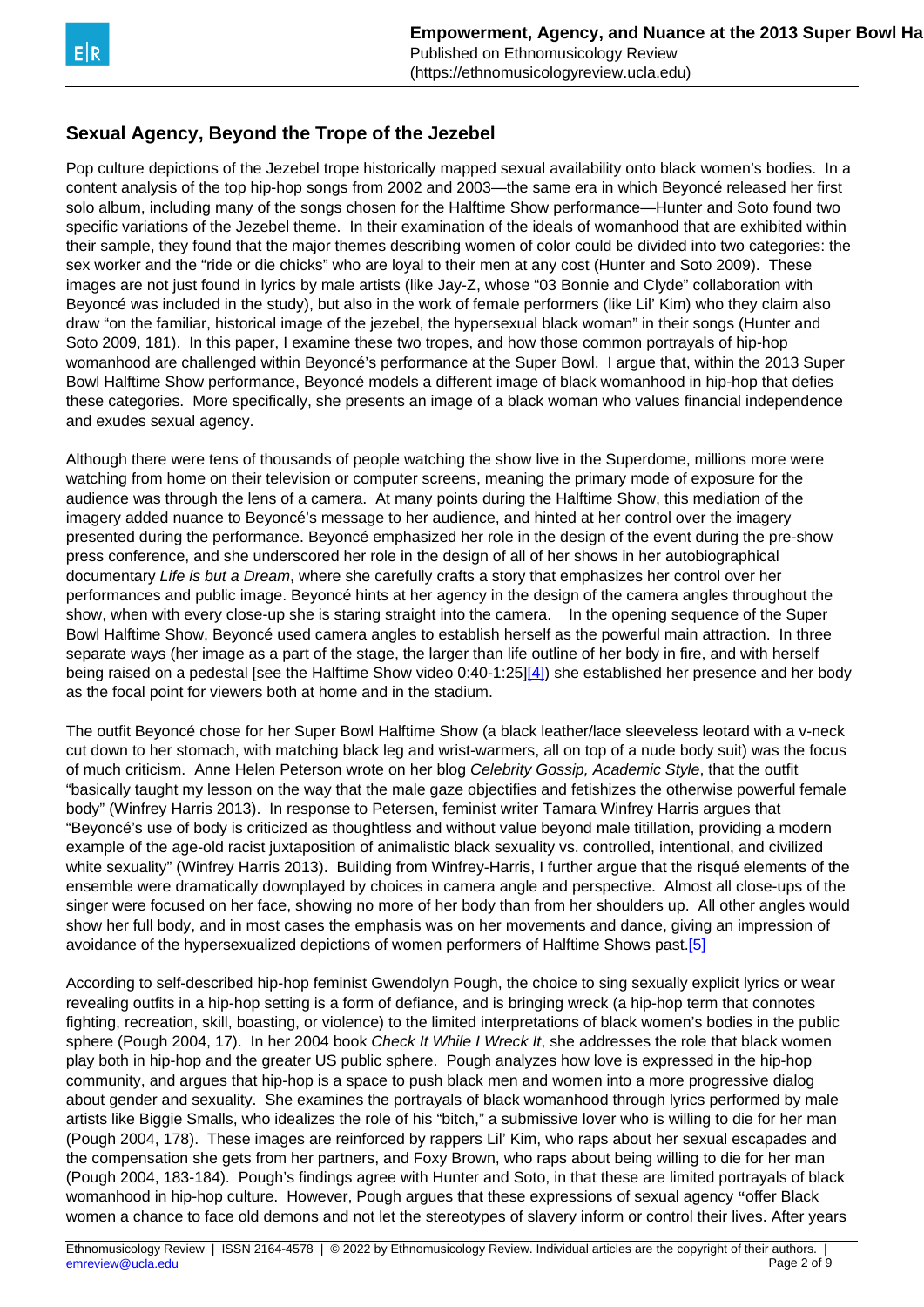## Sexual Agency, Beyond the Trope of the Jezebel

Pop culture depictions of the Jezebel trope historically mapped sexual availability onto black women's bodies. In a content analysis of the top hip-hop songs from 2002 and 2003—the same era in which Beyoncé released her first solo album, including many of the songs chosen for the Halftime Show performance—Hunter and Soto found two specific variations of the Jezebel theme. In their examination of the ideals of womanhood that are exhibited within their sample, they found that the major themes describing women of color could be divided into two categories: the sex worker and the "ride or die chicks" who are loyal to their men at any cost (Hunter and Soto 2009). These images are not just found in lyrics by male artists (like Jay-Z, whose "03 Bonnie and Clyde" collaboration with Beyoncé was included in the study), but also in the work of female performers (like Lil' Kim) who they claim also draw "on the familiar, historical image of the jezebel, the hypersexual black woman" in their songs (Hunter and Soto 2009, 181). In this paper, I examine these two tropes, and how those common portrayals of hip-hop womanhood are challenged within Beyoncé's performance at the Super Bowl. I argue that, within the 2013 Super Bowl Halftime Show performance, Beyoncé models a different image of black womanhood in hip-hop that defies these categories. More specifically, she presents an image of a black woman who values financial independence and exudes sexual agency.

Although there were tens of thousands of people watching the show live in the Superdome, millions more were watching from home on their television or computer screens, meaning the primary mode of exposure for the audience was through the lens of a camera. At many points during the Halftime Show, this mediation of the imagery added nuance to Beyoncé's message to her audience, and hinted at her control over the imagery presented during the performance. Beyoncé emphasized her role in the design of the event during the pre-show press conference, and she underscored her role in the design of all of her shows in her autobiographical documentary *Life is but a Dream*, where she carefully crafts a story that emphasizes her control over her performances and public image. Beyoncé hints at her agency in the design of the camera angles throughout the show, when with every close-up she is staring straight into the camera. In the opening sequence of the Super Bowl Halftime Show, Beyoncé used camera angles to establish herself as the powerful main attraction. In three separate ways (her image as a part of the stage, the larger than life outline of her body in fire, and with herself being raised on a pedestal [see the Halftime Show video 0:40-1:25][4]) she established her presence and her body as the focal point for viewers both at home and in the stadium.

The outfit Beyoncé chose for her Super Bowl Halftime Show (a black leather/lace sleeveless leotard with a v-neck cut down to her stomach, with matching black leg and wrist-warmers, all on top of a nude body suit) was the focus of much criticism. Anne Helen Peterson wrote on her blog *Celebrity Gossip, Academic Style*, that the outfit "basically taught my lesson on the way that the male gaze objectifies and fetishizes the otherwise powerful female body" (Winfrey Harris 2013). In response to Petersen, feminist writer Tamara Winfrey Harris argues that "Beyoncé's use of body is criticized as thoughtless and without value beyond male titillation, providing a modern example of the age-old racist juxtaposition of animalistic black sexuality vs. controlled, intentional, and civilized white sexuality" (Winfrey Harris 2013). Building from Winfrey-Harris, I further argue that the risqué elements of the ensemble were dramatically downplayed by choices in camera angle and perspective. Almost all close-ups of the singer were focused on her face, showing no more of her body than from her shoulders up. All other angles would show her full body, and in most cases the emphasis was on her movements and dance, giving an impression of avoidance of the hypersexualized depictions of women performers of Halftime Shows past.[5]

According to self-described hip-hop feminist Gwendolyn Pough, the choice to sing sexually explicit lyrics or wear revealing outfits in a hip-hop setting is a form of defiance, and is bringing wreck (a hip-hop term that connotes fighting, recreation, skill, boasting, or violence) to the limited interpretations of black women's bodies in the public sphere (Pough 2004, 17). In her 2004 book *Check It While I Wreck It*, she addresses the role that black women play both in hip-hop and the greater US public sphere. Pough analyzes how love is expressed in the hip-hop community, and argues that hip-hop is a space to push black men and women into a more progressive dialog about gender and sexuality. She examines the portrayals of black womanhood through lyrics performed by male artists like Biggie Smalls, who idealizes the role of his "bitch," a submissive lover who is willing to die for her man (Pough 2004, 178). These images are reinforced by rappers Lil' Kim, who raps about her sexual escapades and the compensation she gets from her partners, and Foxy Brown, who raps about being willing to die for her man (Pough 2004, 183-184). Pough's findings agree with Hunter and Soto, in that these are limited portrayals of black womanhood in hip-hop culture. However, Pough argues that these expressions of sexual agency **"**offer Black women a chance to face old demons and not let the stereotypes of slavery inform or control their lives. After years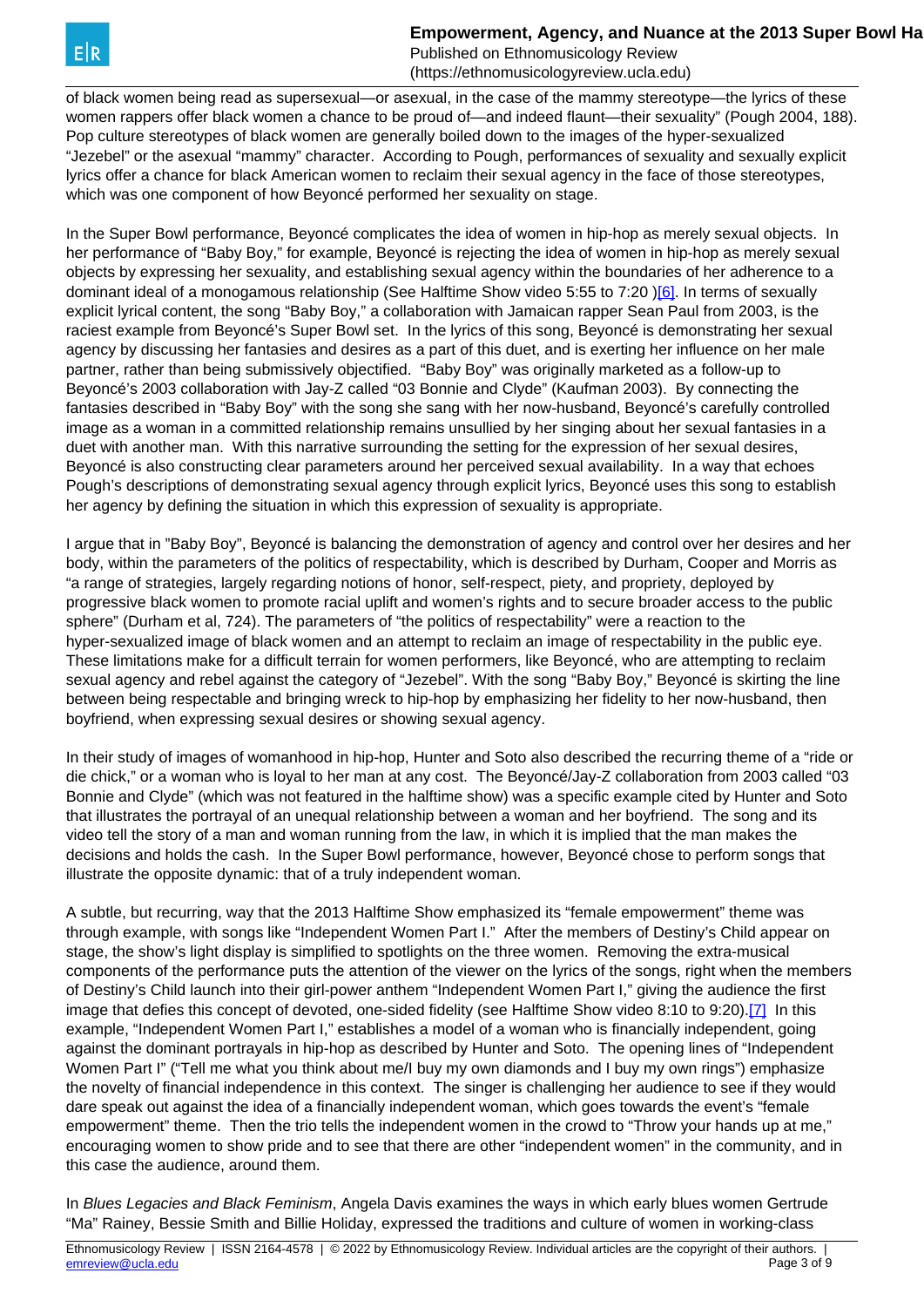of black women being read as supersexual—or asexual, in the case of the mammy stereotype—the lyrics of these women rappers offer black women a chance to be proud of—and indeed flaunt—their sexuality" (Pough 2004, 188). Pop culture stereotypes of black women are generally boiled down to the images of the hyper-sexualized "Jezebel" or the asexual "mammy" character. According to Pough, performances of sexuality and sexually explicit lyrics offer a chance for black American women to reclaim their sexual agency in the face of those stereotypes, which was one component of how Beyoncé performed her sexuality on stage.

In the Super Bowl performance, Beyoncé complicates the idea of women in hip-hop as merely sexual objects. In her performance of "Baby Boy," for example, Beyoncé is rejecting the idea of women in hip-hop as merely sexual objects by expressing her sexuality, and establishing sexual agency within the boundaries of her adherence to a dominant ideal of a monogamous relationship (See Halftime Show video 5:55 to 7:20 )[6]. In terms of sexually explicit lyrical content, the song "Baby Boy," a collaboration with Jamaican rapper Sean Paul from 2003, is the raciest example from Beyoncé's Super Bowl set. In the lyrics of this song, Beyoncé is demonstrating her sexual agency by discussing her fantasies and desires as a part of this duet, and is exerting her influence on her male partner, rather than being submissively objectified. "Baby Boy" was originally marketed as a follow-up to Beyoncé's 2003 collaboration with Jay-Z called "03 Bonnie and Clyde" (Kaufman 2003). By connecting the fantasies described in "Baby Boy" with the song she sang with her now-husband, Beyoncé's carefully controlled image as a woman in a committed relationship remains unsullied by her singing about her sexual fantasies in a duet with another man. With this narrative surrounding the setting for the expression of her sexual desires, Beyoncé is also constructing clear parameters around her perceived sexual availability. In a way that echoes Pough's descriptions of demonstrating sexual agency through explicit lyrics, Beyoncé uses this song to establish her agency by defining the situation in which this expression of sexuality is appropriate.

I argue that in "Baby Boy", Beyoncé is balancing the demonstration of agency and control over her desires and her body, within the parameters of the politics of respectability, which is described by Durham, Cooper and Morris as "a range of strategies, largely regarding notions of honor, self-respect, piety, and propriety, deployed by progressive black women to promote racial uplift and women's rights and to secure broader access to the public sphere" (Durham et al, 724). The parameters of "the politics of respectability" were a reaction to the hyper-sexualized image of black women and an attempt to reclaim an image of respectability in the public eye. These limitations make for a difficult terrain for women performers, like Beyoncé, who are attempting to reclaim sexual agency and rebel against the category of "Jezebel". With the song "Baby Boy," Beyoncé is skirting the line between being respectable and bringing wreck to hip-hop by emphasizing her fidelity to her now-husband, then boyfriend, when expressing sexual desires or showing sexual agency.

In their study of images of womanhood in hip-hop, Hunter and Soto also described the recurring theme of a "ride or die chick," or a woman who is loyal to her man at any cost. The Beyoncé/Jay-Z collaboration from 2003 called "03 Bonnie and Clyde" (which was not featured in the halftime show) was a specific example cited by Hunter and Soto that illustrates the portrayal of an unequal relationship between a woman and her boyfriend. The song and its video tell the story of a man and woman running from the law, in which it is implied that the man makes the decisions and holds the cash. In the Super Bowl performance, however, Beyoncé chose to perform songs that illustrate the opposite dynamic: that of a truly independent woman.

A subtle, but recurring, way that the 2013 Halftime Show emphasized its "female empowerment" theme was through example, with songs like "Independent Women Part I." After the members of Destiny's Child appear on stage, the show's light display is simplified to spotlights on the three women. Removing the extra-musical components of the performance puts the attention of the viewer on the lyrics of the songs, right when the members of Destiny's Child launch into their girl-power anthem "Independent Women Part I," giving the audience the first image that defies this concept of devoted, one-sided fidelity (see Halftime Show video 8:10 to 9:20).[7] In this example, "Independent Women Part I," establishes a model of a woman who is financially independent, going against the dominant portrayals in hip-hop as described by Hunter and Soto. The opening lines of "Independent Women Part I" ("Tell me what you think about me/I buy my own diamonds and I buy my own rings") emphasize the novelty of financial independence in this context. The singer is challenging her audience to see if they would dare speak out against the idea of a financially independent woman, which goes towards the event's "female empowerment" theme. Then the trio tells the independent women in the crowd to "Throw your hands up at me," encouraging women to show pride and to see that there are other "independent women" in the community, and in this case the audience, around them.

In *Blues Legacies and Black Feminism*, Angela Davis examines the ways in which early blues women Gertrude "Ma" Rainey, Bessie Smith and Billie Holiday, expressed the traditions and culture of women in working-class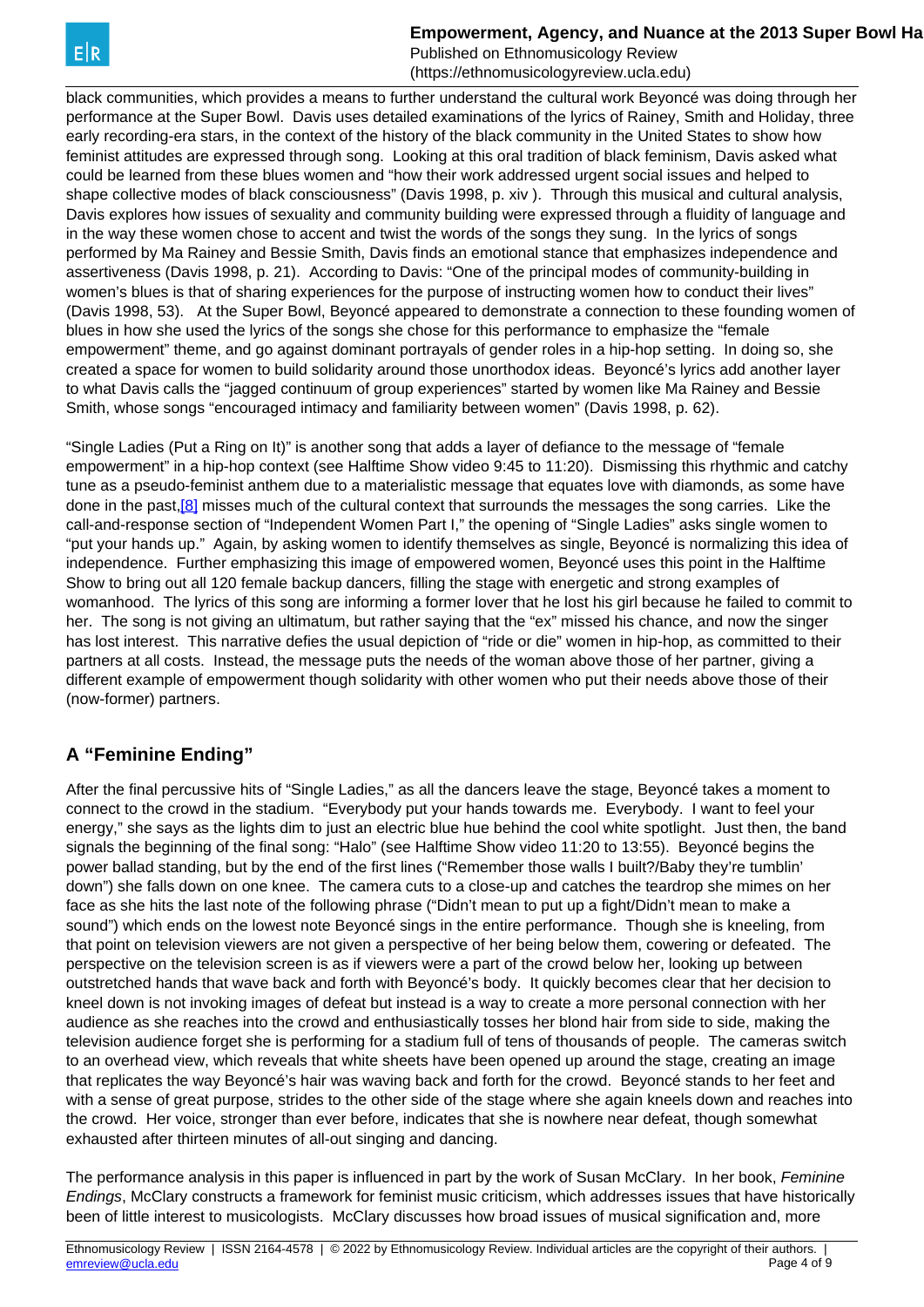black communities, which provides a means to further understand the cultural work Beyoncé was doing through her performance at the Super Bowl. Davis uses detailed examinations of the lyrics of Rainey, Smith and Holiday, three early recording-era stars, in the context of the history of the black community in the United States to show how feminist attitudes are expressed through song. Looking at this oral tradition of black feminism, Davis asked what could be learned from these blues women and "how their work addressed urgent social issues and helped to shape collective modes of black consciousness" (Davis 1998, p. xiv ). Through this musical and cultural analysis, Davis explores how issues of sexuality and community building were expressed through a fluidity of language and in the way these women chose to accent and twist the words of the songs they sung. In the lyrics of songs performed by Ma Rainey and Bessie Smith, Davis finds an emotional stance that emphasizes independence and assertiveness (Davis 1998, p. 21). According to Davis: "One of the principal modes of community-building in women's blues is that of sharing experiences for the purpose of instructing women how to conduct their lives" (Davis 1998, 53). At the Super Bowl, Beyoncé appeared to demonstrate a connection to these founding women of blues in how she used the lyrics of the songs she chose for this performance to emphasize the "female empowerment" theme, and go against dominant portrayals of gender roles in a hip-hop setting. In doing so, she created a space for women to build solidarity around those unorthodox ideas. Beyoncé's lyrics add another layer to what Davis calls the "jagged continuum of group experiences" started by women like Ma Rainey and Bessie Smith, whose songs "encouraged intimacy and familiarity between women" (Davis 1998, p. 62).

"Single Ladies (Put a Ring on It)" is another song that adds a layer of defiance to the message of "female empowerment" in a hip-hop context (see Halftime Show video 9:45 to 11:20). Dismissing this rhythmic and catchy tune as a pseudo-feminist anthem due to a materialistic message that equates love with diamonds, as some have done in the past,[8] misses much of the cultural context that surrounds the messages the song carries. Like the call-and-response section of "Independent Women Part I," the opening of "Single Ladies" asks single women to "put your hands up." Again, by asking women to identify themselves as single, Beyoncé is normalizing this idea of independence. Further emphasizing this image of empowered women, Beyoncé uses this point in the Halftime Show to bring out all 120 female backup dancers, filling the stage with energetic and strong examples of womanhood. The lyrics of this song are informing a former lover that he lost his girl because he failed to commit to her. The song is not giving an ultimatum, but rather saying that the "ex" missed his chance, and now the singer has lost interest. This narrative defies the usual depiction of "ride or die" women in hip-hop, as committed to their partners at all costs. Instead, the message puts the needs of the woman above those of her partner, giving a different example of empowerment though solidarity with other women who put their needs above those of their (now-former) partners.

## A "Feminine Ending"

After the final percussive hits of "Single Ladies," as all the dancers leave the stage, Beyoncé takes a moment to connect to the crowd in the stadium. "Everybody put your hands towards me. Everybody. I want to feel your energy," she says as the lights dim to just an electric blue hue behind the cool white spotlight. Just then, the band signals the beginning of the final song: "Halo" (see Halftime Show video 11:20 to 13:55). Beyoncé begins the power ballad standing, but by the end of the first lines ("Remember those walls I built?/Baby they're tumblin' down") she falls down on one knee. The camera cuts to a close-up and catches the teardrop she mimes on her face as she hits the last note of the following phrase ("Didn't mean to put up a fight/Didn't mean to make a sound") which ends on the lowest note Beyoncé sings in the entire performance. Though she is kneeling, from that point on television viewers are not given a perspective of her being below them, cowering or defeated. The perspective on the television screen is as if viewers were a part of the crowd below her, looking up between outstretched hands that wave back and forth with Beyoncé's body. It quickly becomes clear that her decision to kneel down is not invoking images of defeat but instead is a way to create a more personal connection with her audience as she reaches into the crowd and enthusiastically tosses her blond hair from side to side, making the television audience forget she is performing for a stadium full of tens of thousands of people. The cameras switch to an overhead view, which reveals that white sheets have been opened up around the stage, creating an image that replicates the way Beyoncé's hair was waving back and forth for the crowd. Beyoncé stands to her feet and with a sense of great purpose, strides to the other side of the stage where she again kneels down and reaches into the crowd. Her voice, stronger than ever before, indicates that she is nowhere near defeat, though somewhat exhausted after thirteen minutes of all-out singing and dancing.

The performance analysis in this paper is influenced in part by the work of Susan McClary. In her book, *Feminine Endings*, McClary constructs a framework for feminist music criticism, which addresses issues that have historically been of little interest to musicologists. McClary discusses how broad issues of musical signification and, more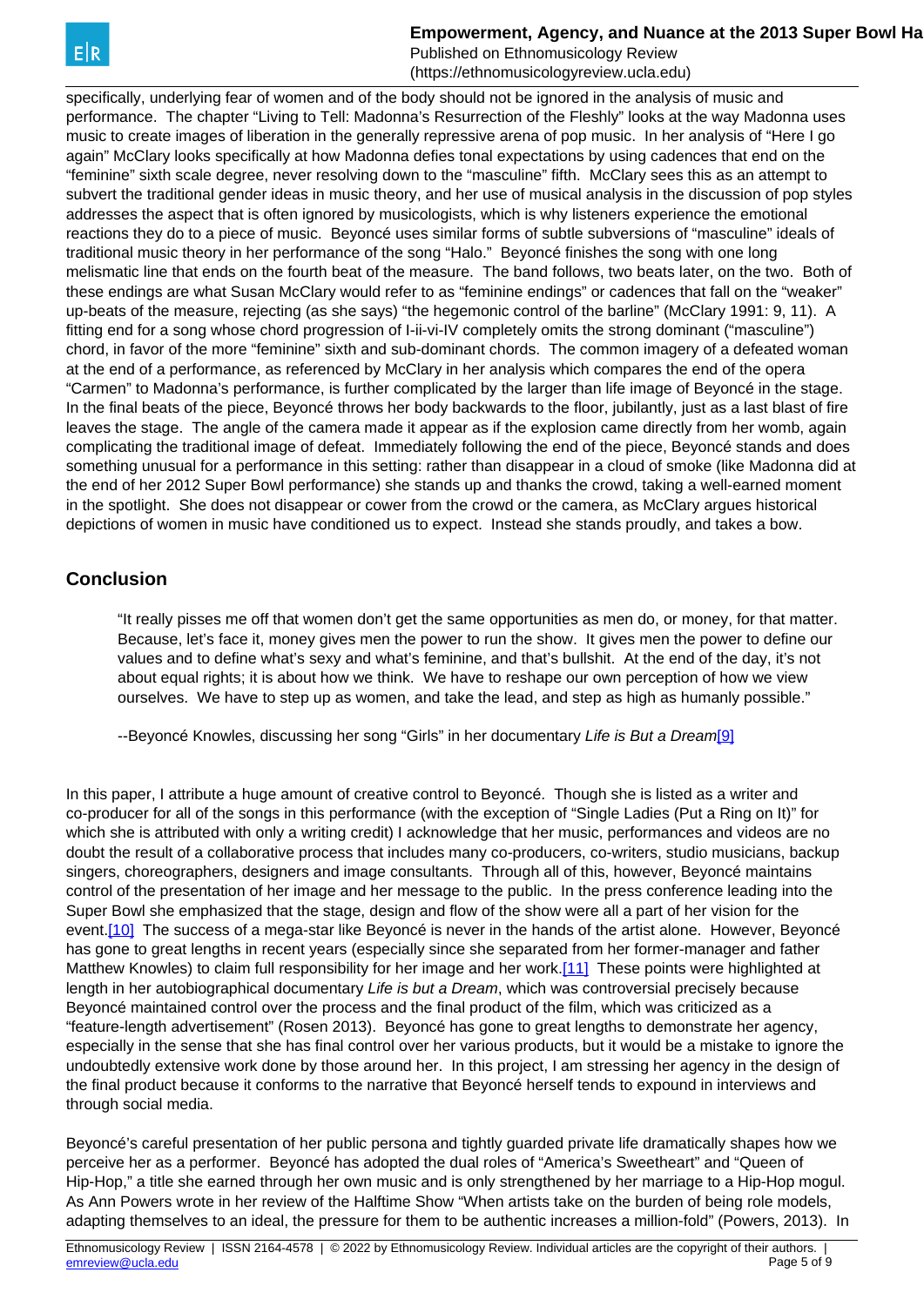specifically, underlying fear of women and of the body should not be ignored in the analysis of music and performance. The chapter "Living to Tell: Madonna's Resurrection of the Fleshly" looks at the way Madonna uses music to create images of liberation in the generally repressive arena of pop music. In her analysis of "Here I go again" McClary looks specifically at how Madonna defies tonal expectations by using cadences that end on the "feminine" sixth scale degree, never resolving down to the "masculine" fifth. McClary sees this as an attempt to subvert the traditional gender ideas in music theory, and her use of musical analysis in the discussion of pop styles addresses the aspect that is often ignored by musicologists, which is why listeners experience the emotional reactions they do to a piece of music. Beyoncé uses similar forms of subtle subversions of "masculine" ideals of traditional music theory in her performance of the song "Halo." Beyoncé finishes the song with one long melismatic line that ends on the fourth beat of the measure. The band follows, two beats later, on the two. Both of these endings are what Susan McClary would refer to as "feminine endings" or cadences that fall on the "weaker" up-beats of the measure, rejecting (as she says) "the hegemonic control of the barline" (McClary 1991: 9, 11). A fitting end for a song whose chord progression of I-ii-vi-IV completely omits the strong dominant ("masculine") chord, in favor of the more "feminine" sixth and sub-dominant chords. The common imagery of a defeated woman at the end of a performance, as referenced by McClary in her analysis which compares the end of the opera "Carmen" to Madonna's performance, is further complicated by the larger than life image of Beyoncé in the stage. In the final beats of the piece, Beyoncé throws her body backwards to the floor, jubilantly, just as a last blast of fire leaves the stage. The angle of the camera made it appear as if the explosion came directly from her womb, again complicating the traditional image of defeat. Immediately following the end of the piece, Beyoncé stands and does something unusual for a performance in this setting: rather than disappear in a cloud of smoke (like Madonna did at the end of her 2012 Super Bowl performance) she stands up and thanks the crowd, taking a well-earned moment in the spotlight. She does not disappear or cower from the crowd or the camera, as McClary argues historical depictions of women in music have conditioned us to expect. Instead she stands proudly, and takes a bow.

## Conclusion

> "It really pisses me off that women don't get the same opportunities as men do, or money, for that matter. Because, let's face it, money gives men the power to run the show. It gives men the power to define our values and to define what's sexy and what's feminine, and that's bullshit. At the end of the day, it's not about equal rights; it is about how we think. We have to reshape our own perception of how we view ourselves. We have to step up as women, and take the lead, and step as high as humanly possible."
>
> --Beyoncé Knowles, discussing her song "Girls" in her documentary *Life is But a Dream*[9]

In this paper, I attribute a huge amount of creative control to Beyoncé. Though she is listed as a writer and co-producer for all of the songs in this performance (with the exception of "Single Ladies (Put a Ring on It)" for which she is attributed with only a writing credit) I acknowledge that her music, performances and videos are no doubt the result of a collaborative process that includes many co-producers, co-writers, studio musicians, backup singers, choreographers, designers and image consultants. Through all of this, however, Beyoncé maintains control of the presentation of her image and her message to the public. In the press conference leading into the Super Bowl she emphasized that the stage, design and flow of the show were all a part of her vision for the event.[10] The success of a mega-star like Beyoncé is never in the hands of the artist alone. However, Beyoncé has gone to great lengths in recent years (especially since she separated from her former-manager and father Matthew Knowles) to claim full responsibility for her image and her work.[11] These points were highlighted at length in her autobiographical documentary *Life is but a Dream*, which was controversial precisely because Beyoncé maintained control over the process and the final product of the film, which was criticized as a "feature-length advertisement" (Rosen 2013). Beyoncé has gone to great lengths to demonstrate her agency, especially in the sense that she has final control over her various products, but it would be a mistake to ignore the undoubtedly extensive work done by those around her. In this project, I am stressing her agency in the design of the final product because it conforms to the narrative that Beyoncé herself tends to expound in interviews and through social media.

Beyoncé's careful presentation of her public persona and tightly guarded private life dramatically shapes how we perceive her as a performer. Beyoncé has adopted the dual roles of "America's Sweetheart" and "Queen of Hip-Hop," a title she earned through her own music and is only strengthened by her marriage to a Hip-Hop mogul. As Ann Powers wrote in her review of the Halftime Show "When artists take on the burden of being role models, adapting themselves to an ideal, the pressure for them to be authentic increases a million-fold" (Powers, 2013). In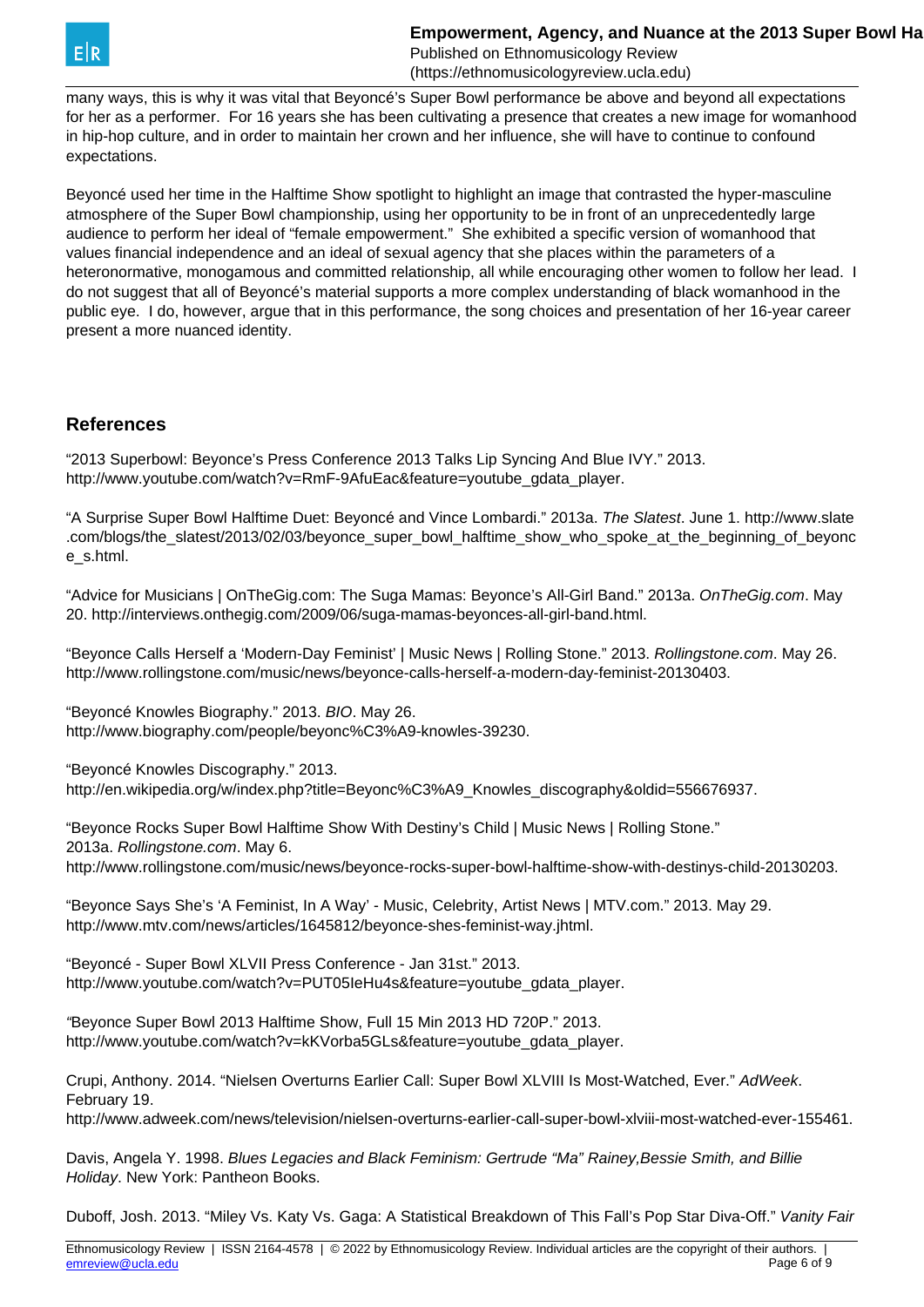many ways, this is why it was vital that Beyoncé's Super Bowl performance be above and beyond all expectations for her as a performer. For 16 years she has been cultivating a presence that creates a new image for womanhood in hip-hop culture, and in order to maintain her crown and her influence, she will have to continue to confound expectations.

Beyoncé used her time in the Halftime Show spotlight to highlight an image that contrasted the hyper-masculine atmosphere of the Super Bowl championship, using her opportunity to be in front of an unprecedentedly large audience to perform her ideal of "female empowerment." She exhibited a specific version of womanhood that values financial independence and an ideal of sexual agency that she places within the parameters of a heteronormative, monogamous and committed relationship, all while encouraging other women to follow her lead. I do not suggest that all of Beyoncé's material supports a more complex understanding of black womanhood in the public eye. I do, however, argue that in this performance, the song choices and presentation of her 16-year career present a more nuanced identity.

## References

"2013 Superbowl: Beyonce's Press Conference 2013 Talks Lip Syncing And Blue IVY." 2013. http://www.youtube.com/watch?v=RmF-9AfuEac&feature=youtube_gdata_player.

"A Surprise Super Bowl Halftime Duet: Beyoncé and Vince Lombardi." 2013a. *The Slatest*. June 1. http://www.slate.com/blogs/the_slatest/2013/02/03/beyonce_super_bowl_halftime_show_who_spoke_at_the_beginning_of_beyonce_s.html.

"Advice for Musicians | OnTheGig.com: The Suga Mamas: Beyonce's All-Girl Band." 2013a. *OnTheGig.com*. May 20. http://interviews.onthegig.com/2009/06/suga-mamas-beyonces-all-girl-band.html.

"Beyonce Calls Herself a 'Modern-Day Feminist' | Music News | Rolling Stone." 2013. *Rollingstone.com*. May 26. http://www.rollingstone.com/music/news/beyonce-calls-herself-a-modern-day-feminist-20130403.

"Beyoncé Knowles Biography." 2013. *BIO*. May 26. http://www.biography.com/people/beyonc%C3%A9-knowles-39230.

"Beyoncé Knowles Discography." 2013. http://en.wikipedia.org/w/index.php?title=Beyonc%C3%A9_Knowles_discography&oldid=556676937.

"Beyonce Rocks Super Bowl Halftime Show With Destiny's Child | Music News | Rolling Stone." 2013a. *Rollingstone.com*. May 6. http://www.rollingstone.com/music/news/beyonce-rocks-super-bowl-halftime-show-with-destinys-child-20130203.

"Beyonce Says She's 'A Feminist, In A Way' - Music, Celebrity, Artist News | MTV.com." 2013. May 29. http://www.mtv.com/news/articles/1645812/beyonce-shes-feminist-way.jhtml.

"Beyoncé - Super Bowl XLVII Press Conference - Jan 31st." 2013. http://www.youtube.com/watch?v=PUT05IeHu4s&feature=youtube_gdata_player.

"Beyonce Super Bowl 2013 Halftime Show, Full 15 Min 2013 HD 720P." 2013. http://www.youtube.com/watch?v=kKVorba5GLs&feature=youtube_gdata_player.

Crupi, Anthony. 2014. "Nielsen Overturns Earlier Call: Super Bowl XLVIII Is Most-Watched, Ever." *AdWeek*. February 19. http://www.adweek.com/news/television/nielsen-overturns-earlier-call-super-bowl-xlviii-most-watched-ever-155461.

Davis, Angela Y. 1998. *Blues Legacies and Black Feminism: Gertrude "Ma" Rainey,Bessie Smith, and Billie Holiday*. New York: Pantheon Books.

Duboff, Josh. 2013. "Miley Vs. Katy Vs. Gaga: A Statistical Breakdown of This Fall's Pop Star Diva-Off." *Vanity Fair*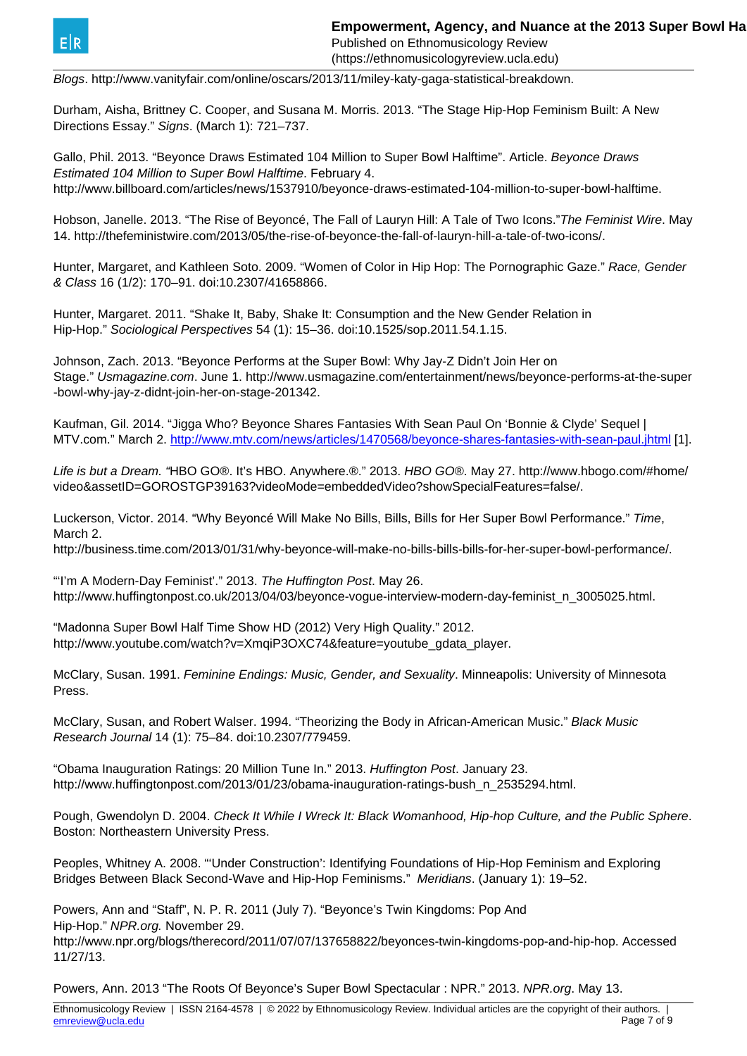*Blogs*. http://www.vanityfair.com/online/oscars/2013/11/miley-katy-gaga-statistical-breakdown.

Durham, Aisha, Brittney C. Cooper, and Susana M. Morris. 2013. “The Stage Hip-Hop Feminism Built: A New Directions Essay.” *Signs*. (March 1): 721–737.

Gallo, Phil. 2013. “Beyonce Draws Estimated 104 Million to Super Bowl Halftime”. Article. *Beyonce Draws Estimated 104 Million to Super Bowl Halftime*. February 4. http://www.billboard.com/articles/news/1537910/beyonce-draws-estimated-104-million-to-super-bowl-halftime.

Hobson, Janelle. 2013. “The Rise of Beyoncé, The Fall of Lauryn Hill: A Tale of Two Icons.”*The Feminist Wire*. May 14. http://thefeministwire.com/2013/05/the-rise-of-beyonce-the-fall-of-lauryn-hill-a-tale-of-two-icons/.

Hunter, Margaret, and Kathleen Soto. 2009. “Women of Color in Hip Hop: The Pornographic Gaze.” *Race, Gender & Class* 16 (1/2): 170–91. doi:10.2307/41658866.

Hunter, Margaret. 2011. “Shake It, Baby, Shake It: Consumption and the New Gender Relation in Hip-Hop.” *Sociological Perspectives* 54 (1): 15–36. doi:10.1525/sop.2011.54.1.15.

Johnson, Zach. 2013. “Beyonce Performs at the Super Bowl: Why Jay-Z Didn’t Join Her on Stage.” *Usmagazine.com*. June 1. http://www.usmagazine.com/entertainment/news/beyonce-performs-at-the-super-bowl-why-jay-z-didnt-join-her-on-stage-201342.

Kaufman, Gil. 2014. “Jigga Who? Beyonce Shares Fantasies With Sean Paul On ‘Bonnie & Clyde’ Sequel | MTV.com.” March 2. http://www.mtv.com/news/articles/1470568/beyonce-shares-fantasies-with-sean-paul.jhtml [1].

*Life is but a Dream. “*HBO GO®. It’s HBO. Anywhere.®.” 2013. *HBO GO®.* May 27. http://www.hbogo.com/#home/video&assetID=GOROSTGP39163?videoMode=embeddedVideo?showSpecialFeatures=false/.

Luckerson, Victor. 2014. “Why Beyoncé Will Make No Bills, Bills, Bills for Her Super Bowl Performance.” *Time*, March 2. http://business.time.com/2013/01/31/why-beyonce-will-make-no-bills-bills-bills-for-her-super-bowl-performance/.

“‘I’m A Modern-Day Feminist’.” 2013. *The Huffington Post*. May 26. http://www.huffingtonpost.co.uk/2013/04/03/beyonce-vogue-interview-modern-day-feminist_n_3005025.html.

“Madonna Super Bowl Half Time Show HD (2012) Very High Quality.” 2012. http://www.youtube.com/watch?v=XmqiP3OXC74&feature=youtube_gdata_player.

McClary, Susan. 1991. *Feminine Endings: Music, Gender, and Sexuality*. Minneapolis: University of Minnesota Press.

McClary, Susan, and Robert Walser. 1994. “Theorizing the Body in African-American Music.” *Black Music Research Journal* 14 (1): 75–84. doi:10.2307/779459.

“Obama Inauguration Ratings: 20 Million Tune In.” 2013. *Huffington Post*. January 23. http://www.huffingtonpost.com/2013/01/23/obama-inauguration-ratings-bush_n_2535294.html.

Pough, Gwendolyn D. 2004. *Check It While I Wreck It: Black Womanhood, Hip-hop Culture, and the Public Sphere*. Boston: Northeastern University Press.

Peoples, Whitney A. 2008. “‘Under Construction’: Identifying Foundations of Hip-Hop Feminism and Exploring Bridges Between Black Second-Wave and Hip-Hop Feminisms.” *Meridians*. (January 1): 19–52.

Powers, Ann and “Staff”, N. P. R. 2011 (July 7). “Beyonce’s Twin Kingdoms: Pop And Hip-Hop.” *NPR.org.* November 29. http://www.npr.org/blogs/therecord/2011/07/07/137658822/beyonces-twin-kingdoms-pop-and-hip-hop. Accessed 11/27/13.

Powers, Ann. 2013 “The Roots Of Beyonce’s Super Bowl Spectacular : NPR.” 2013. *NPR.org*. May 13.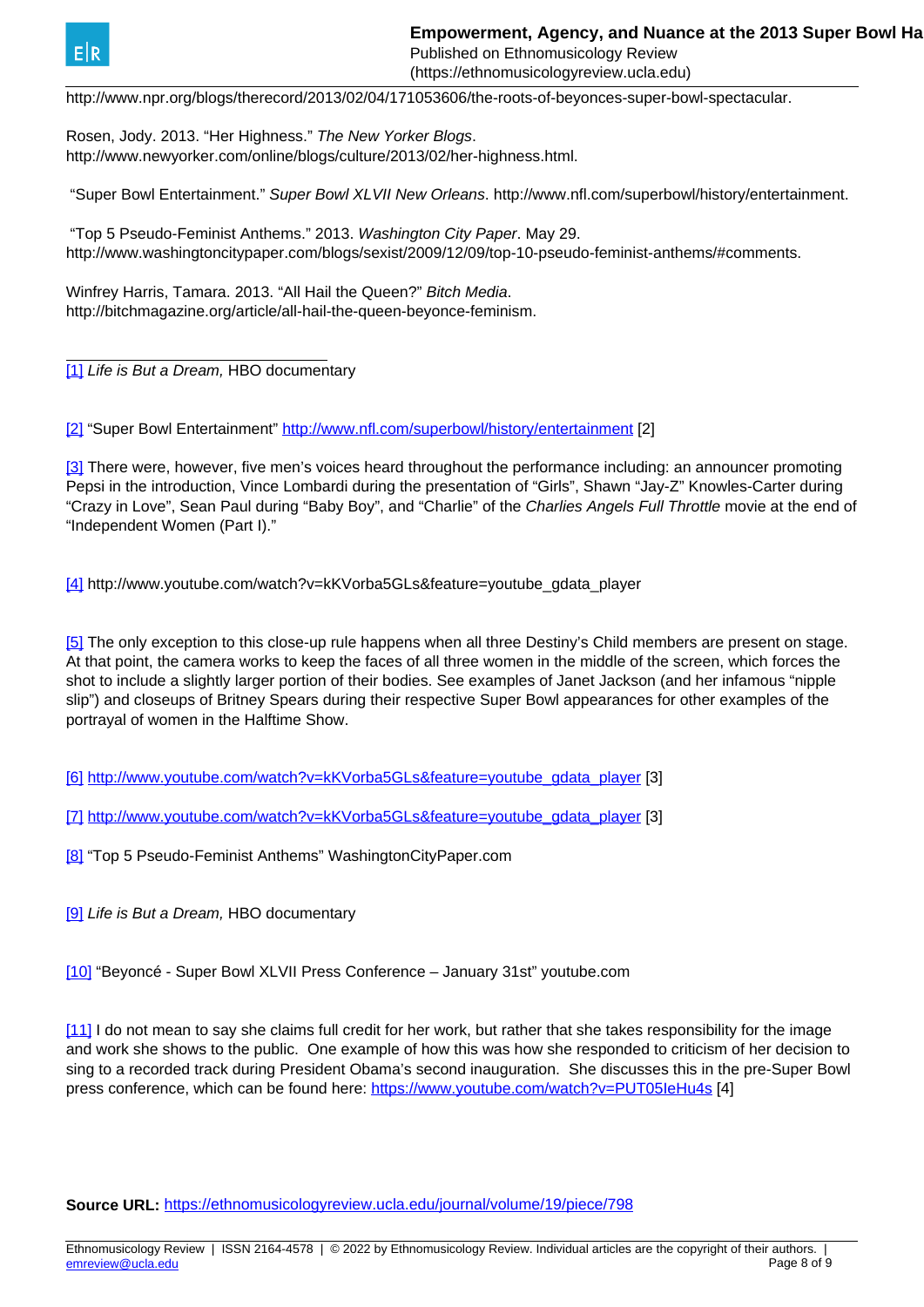http://www.npr.org/blogs/therecord/2013/02/04/171053606/the-roots-of-beyonces-super-bowl-spectacular.

Rosen, Jody. 2013. "Her Highness." *The New Yorker Blogs*. http://www.newyorker.com/online/blogs/culture/2013/02/her-highness.html.

"Super Bowl Entertainment." *Super Bowl XLVII New Orleans*. http://www.nfl.com/superbowl/history/entertainment.

"Top 5 Pseudo-Feminist Anthems." 2013. *Washington City Paper*. May 29. http://www.washingtoncitypaper.com/blogs/sexist/2009/12/09/top-10-pseudo-feminist-anthems/#comments.

Winfrey Harris, Tamara. 2013. "All Hail the Queen?" *Bitch Media*. http://bitchmagazine.org/article/all-hail-the-queen-beyonce-feminism.

---

[1] *Life is But a Dream,* HBO documentary

[2] "Super Bowl Entertainment" http://www.nfl.com/superbowl/history/entertainment [2]

[3] There were, however, five men's voices heard throughout the performance including: an announcer promoting Pepsi in the introduction, Vince Lombardi during the presentation of "Girls", Shawn "Jay-Z" Knowles-Carter during "Crazy in Love", Sean Paul during "Baby Boy", and "Charlie" of the *Charlies Angels Full Throttle* movie at the end of "Independent Women (Part I)."

[4] http://www.youtube.com/watch?v=kKVorba5GLs&feature=youtube_gdata_player

[5] The only exception to this close-up rule happens when all three Destiny's Child members are present on stage. At that point, the camera works to keep the faces of all three women in the middle of the screen, which forces the shot to include a slightly larger portion of their bodies. See examples of Janet Jackson (and her infamous "nipple slip") and closeups of Britney Spears during their respective Super Bowl appearances for other examples of the portrayal of women in the Halftime Show.

[6] http://www.youtube.com/watch?v=kKVorba5GLs&feature=youtube_gdata_player [3]

[7] http://www.youtube.com/watch?v=kKVorba5GLs&feature=youtube_gdata_player [3]

[8] "Top 5 Pseudo-Feminist Anthems" WashingtonCityPaper.com

[9] *Life is But a Dream,* HBO documentary

[10] "Beyoncé - Super Bowl XLVII Press Conference – January 31st" youtube.com

[11] I do not mean to say she claims full credit for her work, but rather that she takes responsibility for the image and work she shows to the public. One example of how this was how she responded to criticism of her decision to sing to a recorded track during President Obama's second inauguration. She discusses this in the pre-Super Bowl press conference, which can be found here: https://www.youtube.com/watch?v=PUT05IeHu4s [4]

**Source URL:** https://ethnomusicologyreview.ucla.edu/journal/volume/19/piece/798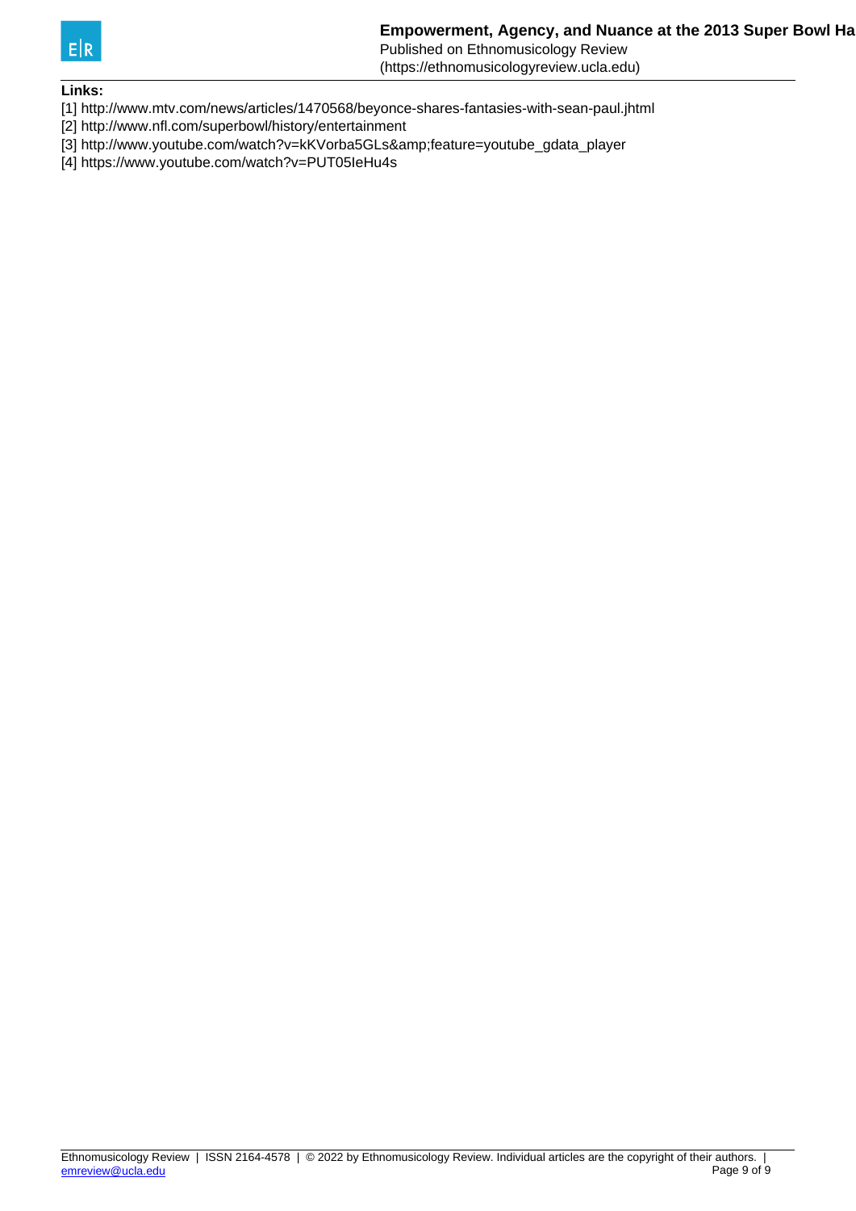**Links:**

[1] http://www.mtv.com/news/articles/1470568/beyonce-shares-fantasies-with-sean-paul.jhtml

[2] http://www.nfl.com/superbowl/history/entertainment

[3] http://www.youtube.com/watch?v=kKVorba5GLs&amp;feature=youtube_gdata_player

[4] https://www.youtube.com/watch?v=PUT05IeHu4s